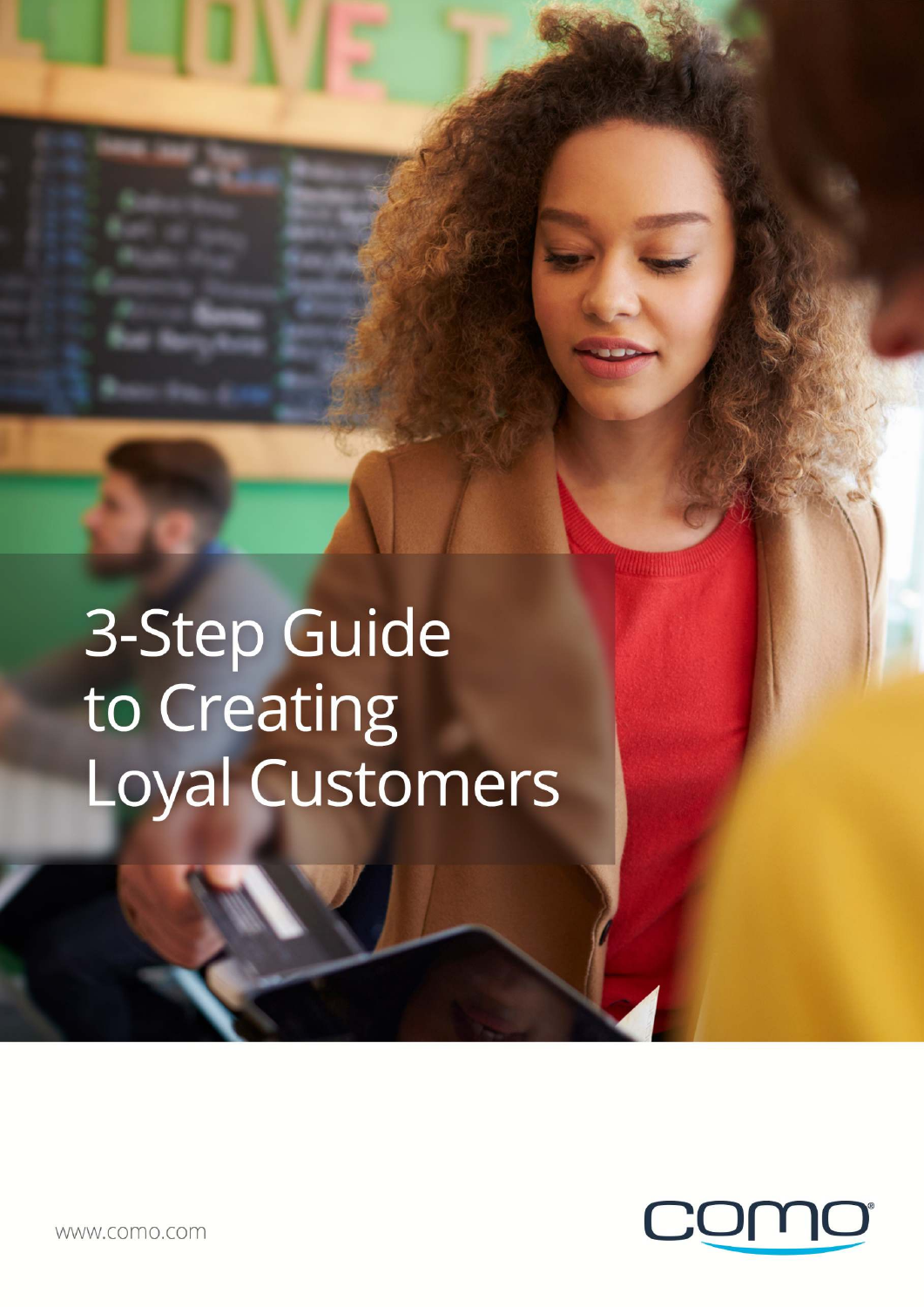# 3-Step Guide to Creating Loyal Customers

www.como.com

como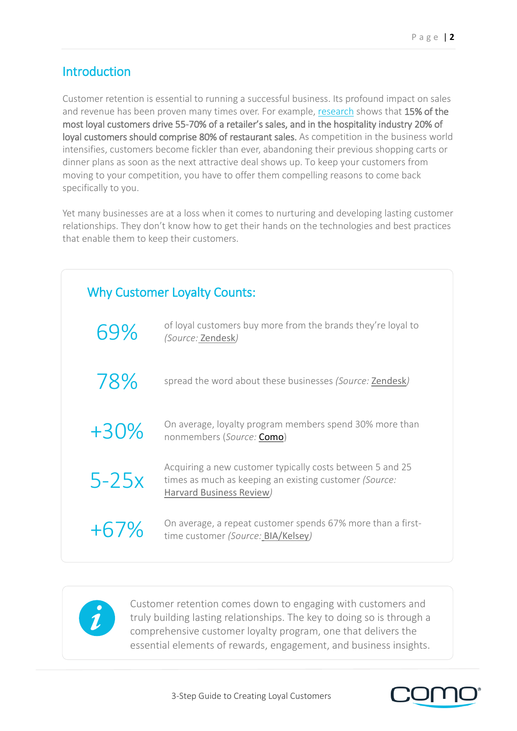## Introduction

Customer retention is essential to running a successful business. Its profound impact on sales and revenue has been proven many times over. For example, research shows that **15% of the most loyal customers drive 55-70% of a retailer's sales, and in the hospitality industry 20% of loyal customers should comprise 80% of restaurant sales.** As competition in the business world intensifies, customers become fickler than ever, abandoning their previous shopping carts or dinner plans as soon as the next attractive deal shows up. To keep your customers from moving to your competition, you have to offer them compelling reasons to come back specifically to you.

Yet many businesses are at a loss when it comes to nurturing and developing lasting customer relationships. They don't know how to get their hands on the technologies and best practices that enable them to keep their customers.

### Why Customer Loyalty Counts:

| | |
|---|---|
| 69% | of loyal customers buy more from the brands they're loyal to *(Source:* Zendesk*)* |
| 78% | spread the word about these businesses *(Source:* Zendesk*)* |
| +30% | On average, loyalty program members spend 30% more than nonmembers (*Source:* Como) |
| 5-25x | Acquiring a new customer typically costs between 5 and 25 times as much as keeping an existing customer *(Source:* Harvard Business Review*)* |
| +67% | On average, a repeat customer spends 67% more than a first-time customer *(Source:* BIA/Kelsey*)* |

Customer retention comes down to engaging with customers and truly building lasting relationships. The key to doing so is through a comprehensive customer loyalty program, one that delivers the essential elements of rewards, engagement, and business insights.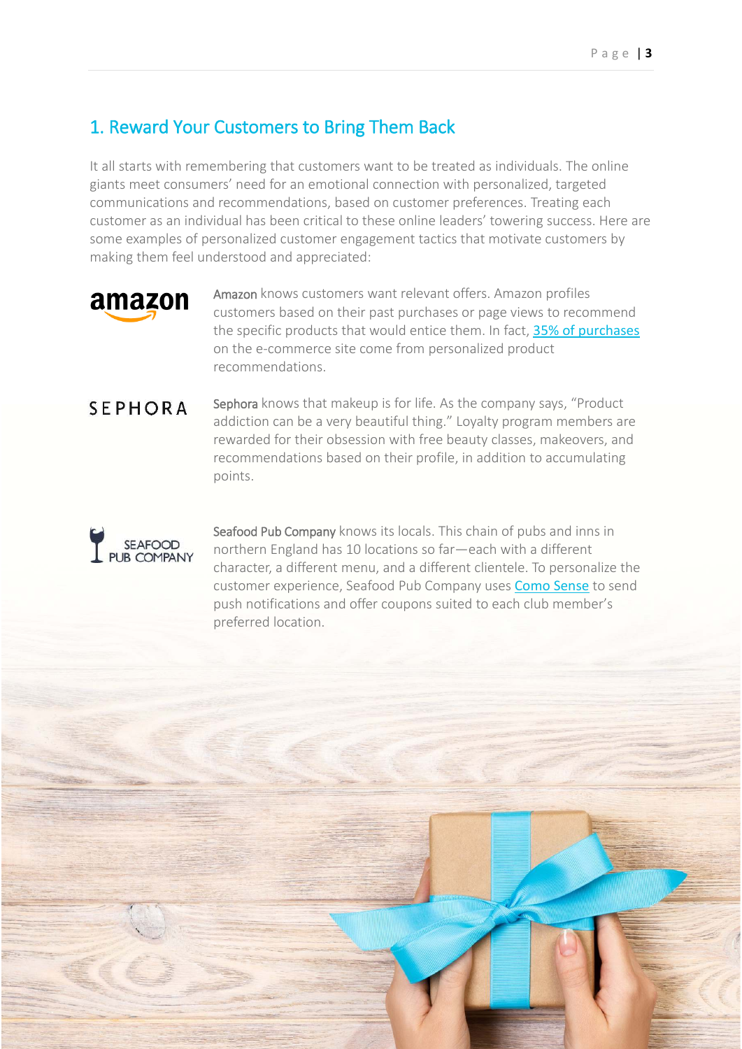## 1. Reward Your Customers to Bring Them Back

It all starts with remembering that customers want to be treated as individuals. The online giants meet consumers' need for an emotional connection with personalized, targeted communications and recommendations, based on customer preferences. Treating each customer as an individual has been critical to these online leaders' towering success. Here are some examples of personalized customer engagement tactics that motivate customers by making them feel understood and appreciated:

Amazon knows customers want relevant offers. Amazon profiles customers based on their past purchases or page views to recommend the specific products that would entice them. In fact, 35% of purchases on the e-commerce site come from personalized product recommendations.

Sephora knows that makeup is for life. As the company says, "Product addiction can be a very beautiful thing." Loyalty program members are rewarded for their obsession with free beauty classes, makeovers, and recommendations based on their profile, in addition to accumulating points.

Seafood Pub Company knows its locals. This chain of pubs and inns in northern England has 10 locations so far—each with a different character, a different menu, and a different clientele. To personalize the customer experience, Seafood Pub Company uses Como Sense to send push notifications and offer coupons suited to each club member's preferred location.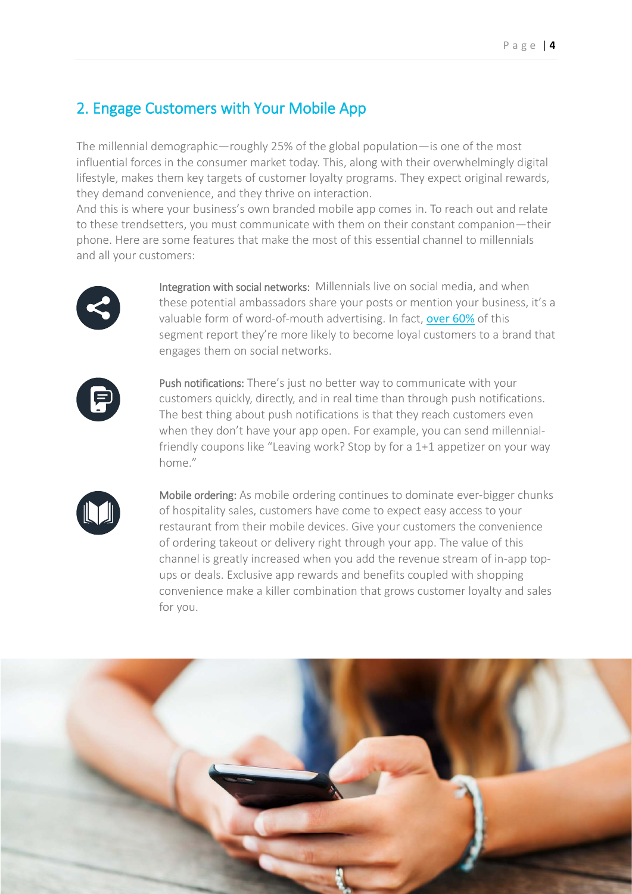## 2. Engage Customers with Your Mobile App

The millennial demographic—roughly 25% of the global population—is one of the most influential forces in the consumer market today. This, along with their overwhelmingly digital lifestyle, makes them key targets of customer loyalty programs. They expect original rewards, they demand convenience, and they thrive on interaction.

And this is where your business's own branded mobile app comes in. To reach out and relate to these trendsetters, you must communicate with them on their constant companion—their phone. Here are some features that make the most of this essential channel to millennials and all your customers:

**Integration with social networks:** Millennials live on social media, and when these potential ambassadors share your posts or mention your business, it's a valuable form of word-of-mouth advertising. In fact, over 60% of this segment report they're more likely to become loyal customers to a brand that engages them on social networks.

**Push notifications:** There's just no better way to communicate with your customers quickly, directly, and in real time than through push notifications. The best thing about push notifications is that they reach customers even when they don't have your app open. For example, you can send millennial-friendly coupons like "Leaving work? Stop by for a 1+1 appetizer on your way home."

**Mobile ordering:** As mobile ordering continues to dominate ever-bigger chunks of hospitality sales, customers have come to expect easy access to your restaurant from their mobile devices. Give your customers the convenience of ordering takeout or delivery right through your app. The value of this channel is greatly increased when you add the revenue stream of in-app top-ups or deals. Exclusive app rewards and benefits coupled with shopping convenience make a killer combination that grows customer loyalty and sales for you.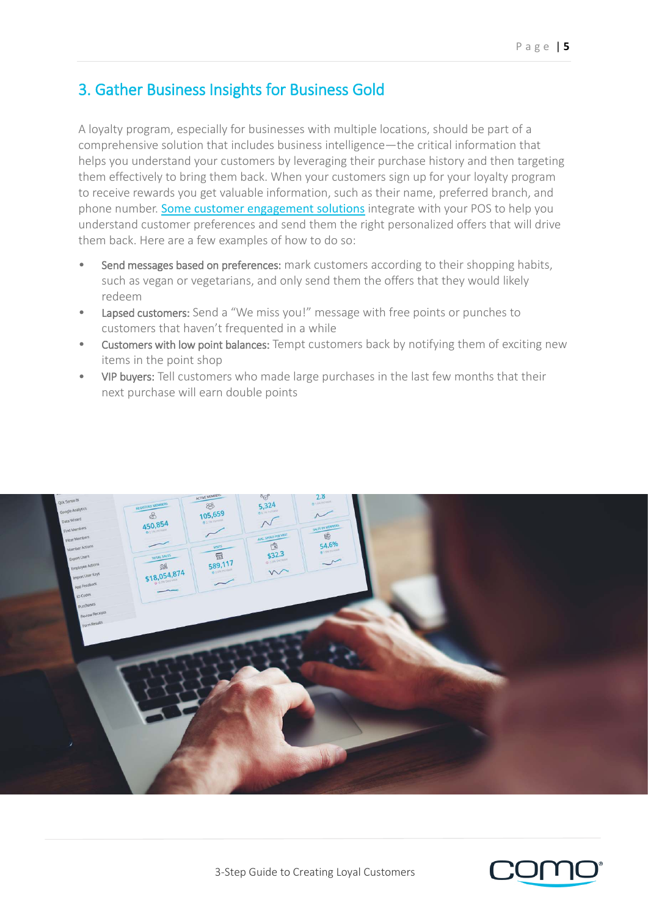## 3. Gather Business Insights for Business Gold

A loyalty program, especially for businesses with multiple locations, should be part of a comprehensive solution that includes business intelligence—the critical information that helps you understand your customers by leveraging their purchase history and then targeting them effectively to bring them back. When your customers sign up for your loyalty program to receive rewards you get valuable information, such as their name, preferred branch, and phone number. [Some customer engagement solutions](#) integrate with your POS to help you understand customer preferences and send them the right personalized offers that will drive them back. Here are a few examples of how to do so:

- **Send messages based on preferences:** mark customers according to their shopping habits, such as vegan or vegetarians, and only send them the offers that they would likely redeem
- **Lapsed customers:** Send a "We miss you!" message with free points or punches to customers that haven't frequented in a while
- **Customers with low point balances:** Tempt customers back by notifying them of exciting new items in the point shop
- **VIP buyers:** Tell customers who made large purchases in the last few months that their next purchase will earn double points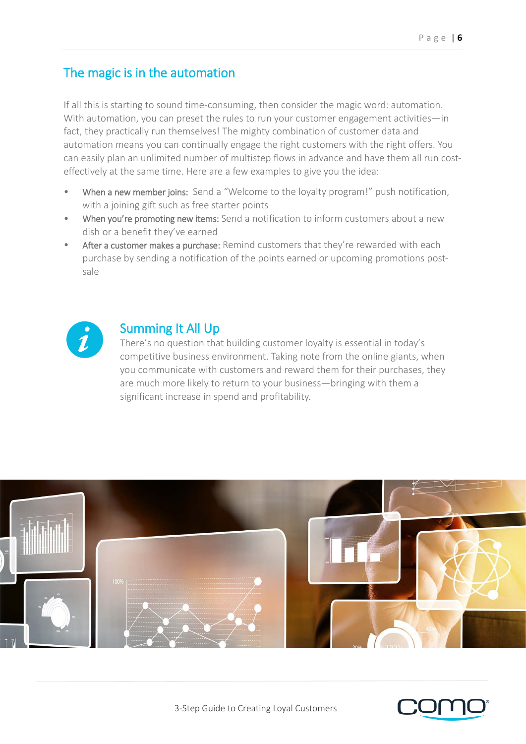## The magic is in the automation

If all this is starting to sound time-consuming, then consider the magic word: automation. With automation, you can preset the rules to run your customer engagement activities—in fact, they practically run themselves! The mighty combination of customer data and automation means you can continually engage the right customers with the right offers. You can easily plan an unlimited number of multistep flows in advance and have them all run cost-effectively at the same time. Here are a few examples to give you the idea:

- When a new member joins: Send a "Welcome to the loyalty program!" push notification, with a joining gift such as free starter points
- When you're promoting new items: Send a notification to inform customers about a new dish or a benefit they've earned
- After a customer makes a purchase: Remind customers that they're rewarded with each purchase by sending a notification of the points earned or upcoming promotions post-sale

## Summing It All Up

There's no question that building customer loyalty is essential in today's competitive business environment. Taking note from the online giants, when you communicate with customers and reward them for their purchases, they are much more likely to return to your business—bringing with them a significant increase in spend and profitability.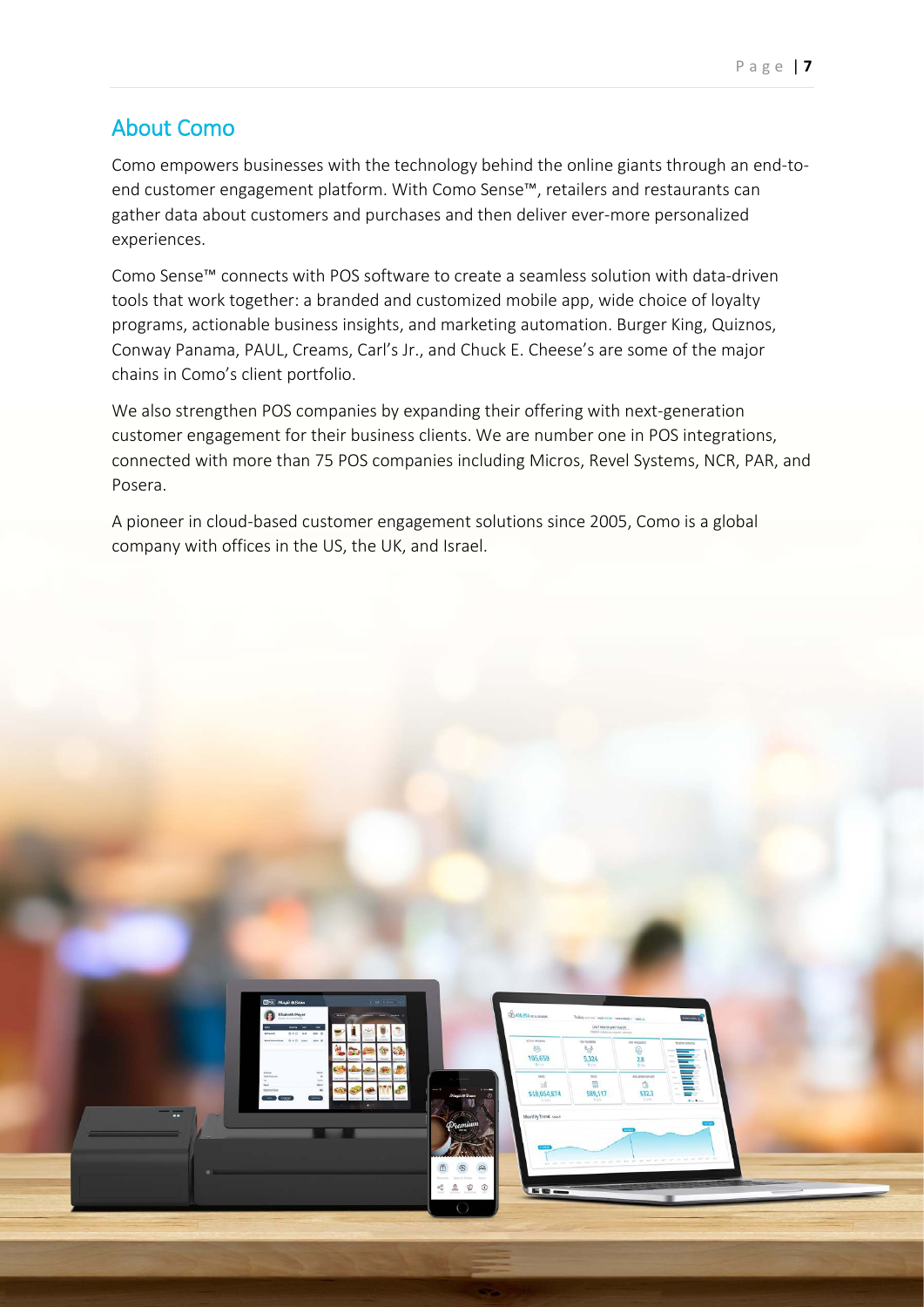## About Como

Como empowers businesses with the technology behind the online giants through an end-to-end customer engagement platform. With Como Sense™, retailers and restaurants can gather data about customers and purchases and then deliver ever-more personalized experiences.

Como Sense™ connects with POS software to create a seamless solution with data-driven tools that work together: a branded and customized mobile app, wide choice of loyalty programs, actionable business insights, and marketing automation. Burger King, Quiznos, Conway Panama, PAUL, Creams, Carl's Jr., and Chuck E. Cheese's are some of the major chains in Como's client portfolio.

We also strengthen POS companies by expanding their offering with next-generation customer engagement for their business clients. We are number one in POS integrations, connected with more than 75 POS companies including Micros, Revel Systems, NCR, PAR, and Posera.

A pioneer in cloud-based customer engagement solutions since 2005, Como is a global company with offices in the US, the UK, and Israel.